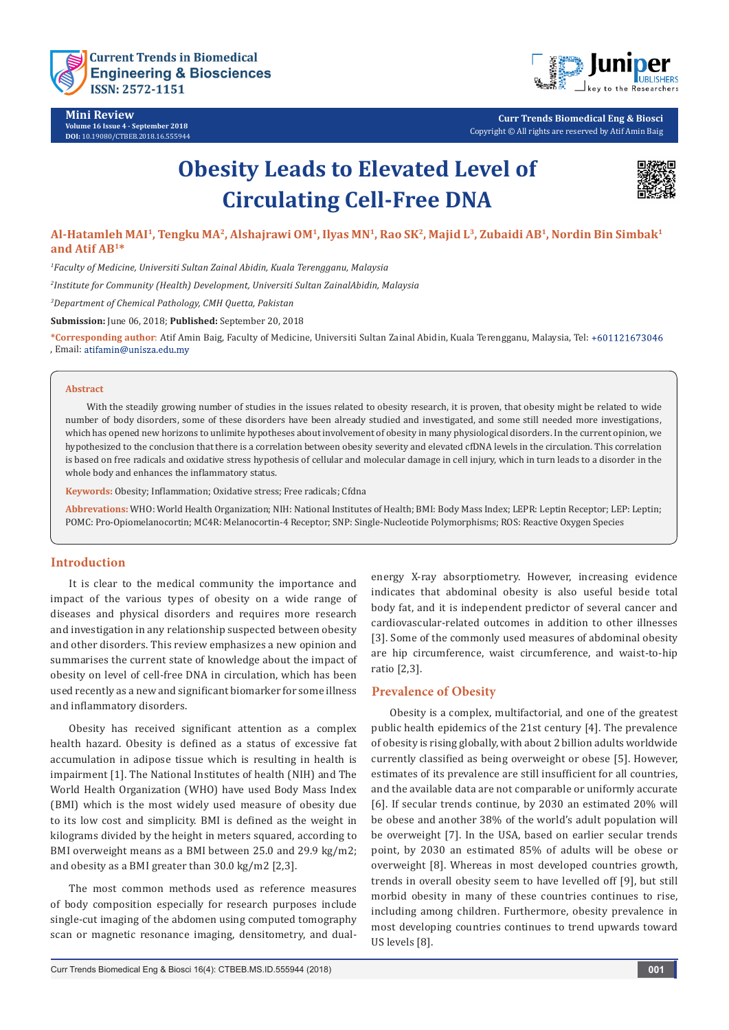Mini Review
Volume 16 Issue 4 - September 2018
DOI: 10.19080/CTBEB.2018.16.555944

Curr Trends Biomedical Eng & Biosci
Copyright © All rights are reserved by Atif Amin Baig

# Obesity Leads to Elevated Level of Circulating Cell-Free DNA

**Al-Hatamleh MAI[1], Tengku MA[2], Alshajrawi OM[1], Ilyas MN[1], Rao SK[2], Majid L[3], Zubaidi AB[1], Nordin Bin Simbak[1] and Atif AB[1]***

*[1]Faculty of Medicine, Universiti Sultan Zainal Abidin, Kuala Terengganu, Malaysia*

*[2]Institute for Community (Health) Development, Universiti Sultan ZainalAbidin, Malaysia*

*[3]Department of Chemical Pathology, CMH Quetta, Pakistan*

**Submission:** June 06, 2018; **Published:** September 20, 2018

***Corresponding author**: Atif Amin Baig, Faculty of Medicine, Universiti Sultan Zainal Abidin, Kuala Terengganu, Malaysia, Tel: +601121673046, Email: atifamin@unisza.edu.my

## Abstract

With the steadily growing number of studies in the issues related to obesity research, it is proven, that obesity might be related to wide number of body disorders, some of these disorders have been already studied and investigated, and some still needed more investigations, which has opened new horizons to unlimite hypotheses about involvement of obesity in many physiological disorders. In the current opinion, we hypothesized to the conclusion that there is a correlation between obesity severity and elevated cfDNA levels in the circulation. This correlation is based on free radicals and oxidative stress hypothesis of cellular and molecular damage in cell injury, which in turn leads to a disorder in the whole body and enhances the inflammatory status.

**Keywords:** Obesity; Inflammation; Oxidative stress; Free radicals; Cfdna

**Abbrevations:** WHO: World Health Organization; NIH: National Institutes of Health; BMI: Body Mass Index; LEPR: Leptin Receptor; LEP: Leptin; POMC: Pro-Opiomelanocortin; MC4R: Melanocortin-4 Receptor; SNP: Single-Nucleotide Polymorphisms; ROS: Reactive Oxygen Species

## Introduction

It is clear to the medical community the importance and impact of the various types of obesity on a wide range of diseases and physical disorders and requires more research and investigation in any relationship suspected between obesity and other disorders. This review emphasizes a new opinion and summarises the current state of knowledge about the impact of obesity on level of cell-free DNA in circulation, which has been used recently as a new and significant biomarker for some illness and inflammatory disorders.

Obesity has received significant attention as a complex health hazard. Obesity is defined as a status of excessive fat accumulation in adipose tissue which is resulting in health is impairment [1]. The National Institutes of health (NIH) and The World Health Organization (WHO) have used Body Mass Index (BMI) which is the most widely used measure of obesity due to its low cost and simplicity. BMI is defined as the weight in kilograms divided by the height in meters squared, according to BMI overweight means as a BMI between 25.0 and 29.9 kg/m2; and obesity as a BMI greater than 30.0 kg/m2 [2,3].

The most common methods used as reference measures of body composition especially for research purposes include single-cut imaging of the abdomen using computed tomography scan or magnetic resonance imaging, densitometry, and dual-energy X-ray absorptiometry. However, increasing evidence indicates that abdominal obesity is also useful beside total body fat, and it is independent predictor of several cancer and cardiovascular-related outcomes in addition to other illnesses [3]. Some of the commonly used measures of abdominal obesity are hip circumference, waist circumference, and waist-to-hip ratio [2,3].

## Prevalence of Obesity

Obesity is a complex, multifactorial, and one of the greatest public health epidemics of the 21st century [4]. The prevalence of obesity is rising globally, with about 2 billion adults worldwide currently classified as being overweight or obese [5]. However, estimates of its prevalence are still insufficient for all countries, and the available data are not comparable or uniformly accurate [6]. If secular trends continue, by 2030 an estimated 20% will be obese and another 38% of the world's adult population will be overweight [7]. In the USA, based on earlier secular trends point, by 2030 an estimated 85% of adults will be obese or overweight [8]. Whereas in most developed countries growth, trends in overall obesity seem to have levelled off [9], but still morbid obesity in many of these countries continues to rise, including among children. Furthermore, obesity prevalence in most developing countries continues to trend upwards toward US levels [8].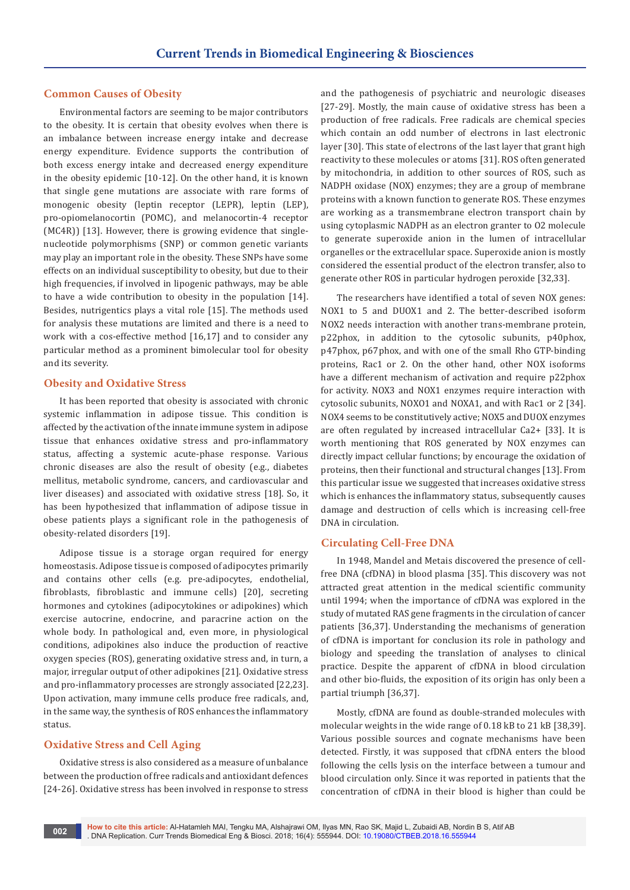## Common Causes of Obesity

Environmental factors are seeming to be major contributors to the obesity. It is certain that obesity evolves when there is an imbalance between increase energy intake and decrease energy expenditure. Evidence supports the contribution of both excess energy intake and decreased energy expenditure in the obesity epidemic [10-12]. On the other hand, it is known that single gene mutations are associate with rare forms of monogenic obesity (leptin receptor (LEPR), leptin (LEP), pro-opiomelanocortin (POMC), and melanocortin-4 receptor (MC4R)) [13]. However, there is growing evidence that single-nucleotide polymorphisms (SNP) or common genetic variants may play an important role in the obesity. These SNPs have some effects on an individual susceptibility to obesity, but due to their high frequencies, if involved in lipogenic pathways, may be able to have a wide contribution to obesity in the population [14]. Besides, nutrigentics plays a vital role [15]. The methods used for analysis these mutations are limited and there is a need to work with a cos-effective method [16,17] and to consider any particular method as a prominent bimolecular tool for obesity and its severity.

## Obesity and Oxidative Stress

It has been reported that obesity is associated with chronic systemic inflammation in adipose tissue. This condition is affected by the activation of the innate immune system in adipose tissue that enhances oxidative stress and pro-inflammatory status, affecting a systemic acute-phase response. Various chronic diseases are also the result of obesity (e.g., diabetes mellitus, metabolic syndrome, cancers, and cardiovascular and liver diseases) and associated with oxidative stress [18]. So, it has been hypothesized that inflammation of adipose tissue in obese patients plays a significant role in the pathogenesis of obesity-related disorders [19].

Adipose tissue is a storage organ required for energy homeostasis. Adipose tissue is composed of adipocytes primarily and contains other cells (e.g. pre-adipocytes, endothelial, fibroblasts, fibroblastic and immune cells) [20], secreting hormones and cytokines (adipocytokines or adipokines) which exercise autocrine, endocrine, and paracrine action on the whole body. In pathological and, even more, in physiological conditions, adipokines also induce the production of reactive oxygen species (ROS), generating oxidative stress and, in turn, a major, irregular output of other adipokines [21]. Oxidative stress and pro-inflammatory processes are strongly associated [22,23]. Upon activation, many immune cells produce free radicals, and, in the same way, the synthesis of ROS enhances the inflammatory status.

## Oxidative Stress and Cell Aging

Oxidative stress is also considered as a measure of unbalance between the production of free radicals and antioxidant defences [24-26]. Oxidative stress has been involved in response to stress and the pathogenesis of psychiatric and neurologic diseases [27-29]. Mostly, the main cause of oxidative stress has been a production of free radicals. Free radicals are chemical species which contain an odd number of electrons in last electronic layer [30]. This state of electrons of the last layer that grant high reactivity to these molecules or atoms [31]. ROS often generated by mitochondria, in addition to other sources of ROS, such as NADPH oxidase (NOX) enzymes; they are a group of membrane proteins with a known function to generate ROS. These enzymes are working as a transmembrane electron transport chain by using cytoplasmic NADPH as an electron granter to O2 molecule to generate superoxide anion in the lumen of intracellular organelles or the extracellular space. Superoxide anion is mostly considered the essential product of the electron transfer, also to generate other ROS in particular hydrogen peroxide [32,33].

The researchers have identified a total of seven NOX genes: NOX1 to 5 and DUOX1 and 2. The better-described isoform NOX2 needs interaction with another trans-membrane protein, p22phox, in addition to the cytosolic subunits, p40phox, p47phox, p67phox, and with one of the small Rho GTP-binding proteins, Rac1 or 2. On the other hand, other NOX isoforms have a different mechanism of activation and require p22phox for activity. NOX3 and NOX1 enzymes require interaction with cytosolic subunits, NOXO1 and NOXA1, and with Rac1 or 2 [34]. NOX4 seems to be constitutively active; NOX5 and DUOX enzymes are often regulated by increased intracellular $Ca^{2+}$ [33]. It is worth mentioning that ROS generated by NOX enzymes can directly impact cellular functions; by encourage the oxidation of proteins, then their functional and structural changes [13]. From this particular issue we suggested that increases oxidative stress which is enhances the inflammatory status, subsequently causes damage and destruction of cells which is increasing cell-free DNA in circulation.

## Circulating Cell-Free DNA

In 1948, Mandel and Metais discovered the presence of cell-free DNA (cfDNA) in blood plasma [35]. This discovery was not attracted great attention in the medical scientific community until 1994; when the importance of cfDNA was explored in the study of mutated RAS gene fragments in the circulation of cancer patients [36,37]. Understanding the mechanisms of generation of cfDNA is important for conclusion its role in pathology and biology and speeding the translation of analyses to clinical practice. Despite the apparent of cfDNA in blood circulation and other bio-fluids, the exposition of its origin has only been a partial triumph [36,37].

Mostly, cfDNA are found as double-stranded molecules with molecular weights in the wide range of 0.18 kB to 21 kB [38,39]. Various possible sources and cognate mechanisms have been detected. Firstly, it was supposed that cfDNA enters the blood following the cells lysis on the interface between a tumour and blood circulation only. Since it was reported in patients that the concentration of cfDNA in their blood is higher than could be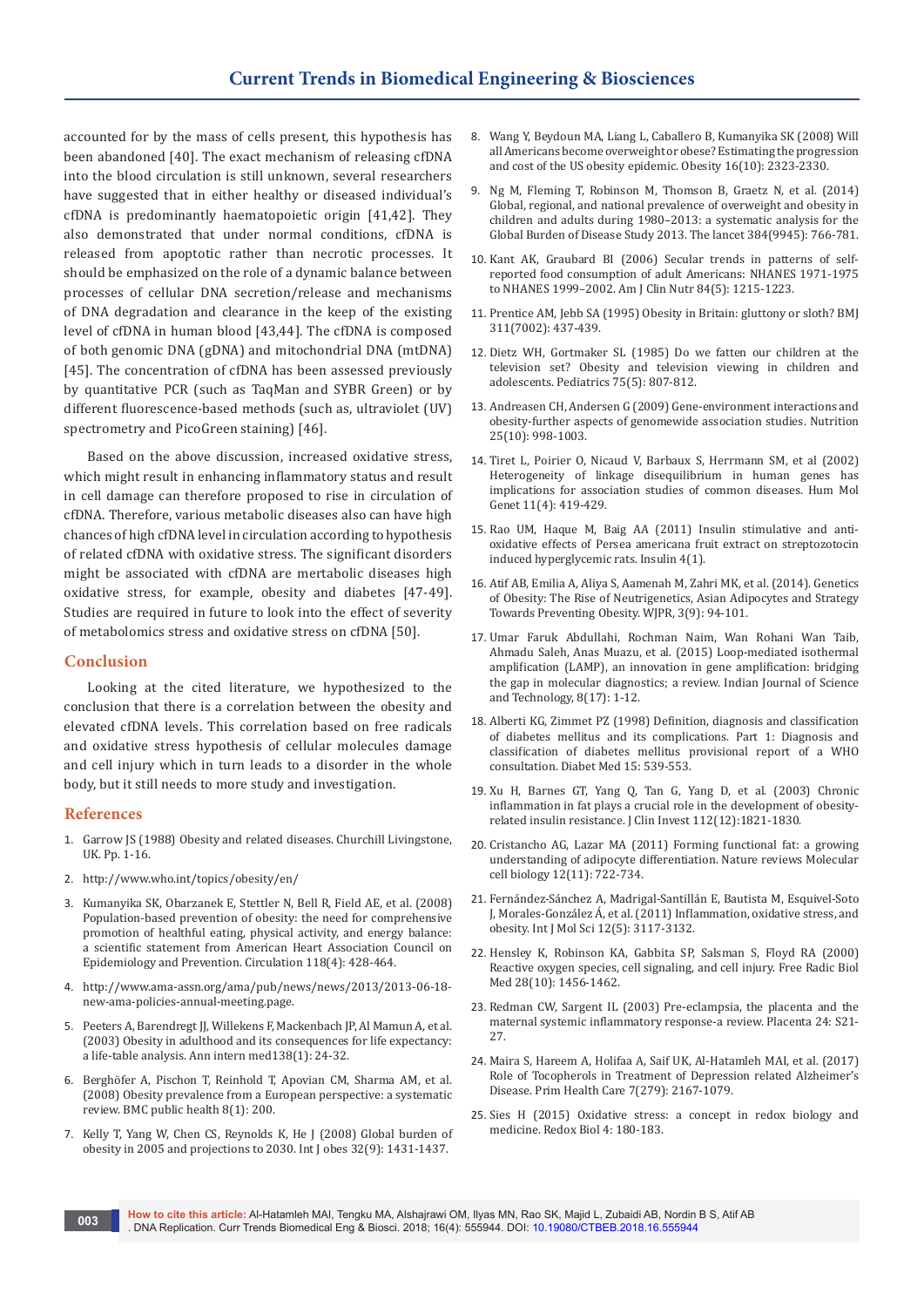accounted for by the mass of cells present, this hypothesis has been abandoned [40]. The exact mechanism of releasing cfDNA into the blood circulation is still unknown, several researchers have suggested that in either healthy or diseased individual's cfDNA is predominantly haematopoietic origin [41,42]. They also demonstrated that under normal conditions, cfDNA is released from apoptotic rather than necrotic processes. It should be emphasized on the role of a dynamic balance between processes of cellular DNA secretion/release and mechanisms of DNA degradation and clearance in the keep of the existing level of cfDNA in human blood [43,44]. The cfDNA is composed of both genomic DNA (gDNA) and mitochondrial DNA (mtDNA) [45]. The concentration of cfDNA has been assessed previously by quantitative PCR (such as TaqMan and SYBR Green) or by different fluorescence-based methods (such as, ultraviolet (UV) spectrometry and PicoGreen staining) [46].

Based on the above discussion, increased oxidative stress, which might result in enhancing inflammatory status and result in cell damage can therefore proposed to rise in circulation of cfDNA. Therefore, various metabolic diseases also can have high chances of high cfDNA level in circulation according to hypothesis of related cfDNA with oxidative stress. The significant disorders might be associated with cfDNA are mertabolic diseases high oxidative stress, for example, obesity and diabetes [47-49]. Studies are required in future to look into the effect of severity of metabolomics stress and oxidative stress on cfDNA [50].

## Conclusion

Looking at the cited literature, we hypothesized to the conclusion that there is a correlation between the obesity and elevated cfDNA levels. This correlation based on free radicals and oxidative stress hypothesis of cellular molecules damage and cell injury which in turn leads to a disorder in the whole body, but it still needs to more study and investigation.

## References

1. Garrow JS (1988) Obesity and related diseases. Churchill Livingstone, UK. Pp. 1-16.
2. http://www.who.int/topics/obesity/en/
3. Kumanyika SK, Obarzanek E, Stettler N, Bell R, Field AE, et al. (2008) Population-based prevention of obesity: the need for comprehensive promotion of healthful eating, physical activity, and energy balance: a scientific statement from American Heart Association Council on Epidemiology and Prevention. Circulation 118(4): 428-464.
4. http://www.ama-assn.org/ama/pub/news/news/2013/2013-06-18-new-ama-policies-annual-meeting.page.
5. Peeters A, Barendregt JJ, Willekens F, Mackenbach JP, Al Mamun A, et al. (2003) Obesity in adulthood and its consequences for life expectancy: a life-table analysis. Ann intern med138(1): 24-32.
6. Berghöfer A, Pischon T, Reinhold T, Apovian CM, Sharma AM, et al. (2008) Obesity prevalence from a European perspective: a systematic review. BMC public health 8(1): 200.
7. Kelly T, Yang W, Chen CS, Reynolds K, He J (2008) Global burden of obesity in 2005 and projections to 2030. Int J obes 32(9): 1431-1437.
8. Wang Y, Beydoun MA, Liang L, Caballero B, Kumanyika SK (2008) Will all Americans become overweight or obese? Estimating the progression and cost of the US obesity epidemic. Obesity 16(10): 2323-2330.
9. Ng M, Fleming T, Robinson M, Thomson B, Graetz N, et al. (2014) Global, regional, and national prevalence of overweight and obesity in children and adults during 1980–2013: a systematic analysis for the Global Burden of Disease Study 2013. The lancet 384(9945): 766-781.
10. Kant AK, Graubard BI (2006) Secular trends in patterns of self-reported food consumption of adult Americans: NHANES 1971-1975 to NHANES 1999–2002. Am J Clin Nutr 84(5): 1215-1223.
11. Prentice AM, Jebb SA (1995) Obesity in Britain: gluttony or sloth? BMJ 311(7002): 437-439.
12. Dietz WH, Gortmaker SL (1985) Do we fatten our children at the television set? Obesity and television viewing in children and adolescents. Pediatrics 75(5): 807-812.
13. Andreasen CH, Andersen G (2009) Gene-environment interactions and obesity-further aspects of genomewide association studies. Nutrition 25(10): 998-1003.
14. Tiret L, Poirier O, Nicaud V, Barbaux S, Herrmann SM, et al (2002) Heterogeneity of linkage disequilibrium in human genes has implications for association studies of common diseases. Hum Mol Genet 11(4): 419-429.
15. Rao UM, Haque M, Baig AA (2011) Insulin stimulative and anti-oxidative effects of Persea americana fruit extract on streptozotocin induced hyperglycemic rats. Insulin 4(1).
16. Atif AB, Emilia A, Aliya S, Aamenah M, Zahri MK, et al. (2014). Genetics of Obesity: The Rise of Neutrigenetics, Asian Adipocytes and Strategy Towards Preventing Obesity. WJPR, 3(9): 94-101.
17. Umar Faruk Abdullahi, Rochman Naim, Wan Rohani Wan Taib, Ahmadu Saleh, Anas Muazu, et al. (2015) Loop-mediated isothermal amplification (LAMP), an innovation in gene amplification: bridging the gap in molecular diagnostics; a review. Indian Journal of Science and Technology, 8(17): 1-12.
18. Alberti KG, Zimmet PZ (1998) Definition, diagnosis and classification of diabetes mellitus and its complications. Part 1: Diagnosis and classification of diabetes mellitus provisional report of a WHO consultation. Diabet Med 15: 539-553.
19. Xu H, Barnes GT, Yang Q, Tan G, Yang D, et al. (2003) Chronic inflammation in fat plays a crucial role in the development of obesity-related insulin resistance. J Clin Invest 112(12):1821-1830.
20. Cristancho AG, Lazar MA (2011) Forming functional fat: a growing understanding of adipocyte differentiation. Nature reviews Molecular cell biology 12(11): 722-734.
21. Fernández-Sánchez A, Madrigal-Santillán E, Bautista M, Esquivel-Soto J, Morales-González Á, et al. (2011) Inflammation, oxidative stress, and obesity. Int J Mol Sci 12(5): 3117-3132.
22. Hensley K, Robinson KA, Gabbita SP, Salsman S, Floyd RA (2000) Reactive oxygen species, cell signaling, and cell injury. Free Radic Biol Med 28(10): 1456-1462.
23. Redman CW, Sargent IL (2003) Pre-eclampsia, the placenta and the maternal systemic inflammatory response-a review. Placenta 24: S21-27.
24. Maira S, Hareem A, Holifaa A, Saif UK, Al-Hatamleh MAI, et al. (2017) Role of Tocopherols in Treatment of Depression related Alzheimer's Disease. Prim Health Care 7(279): 2167-1079.
25. Sies H (2015) Oxidative stress: a concept in redox biology and medicine. Redox Biol 4: 180-183.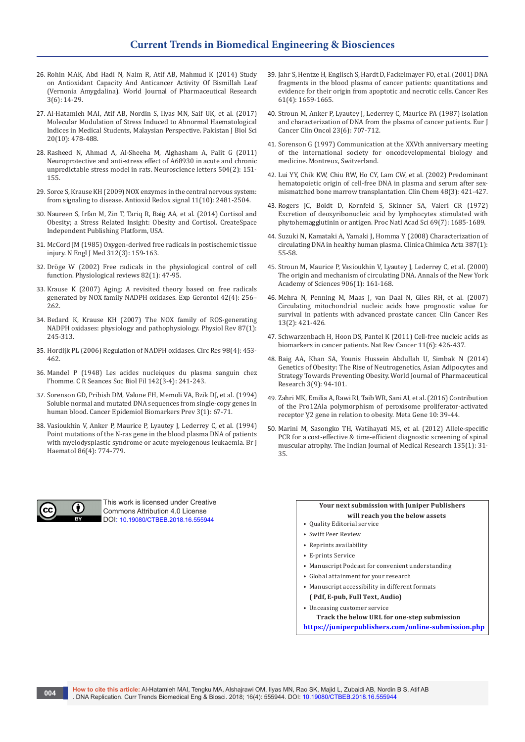26. Rohin MAK, Abd Hadi N, Naim R, Atif AB, Mahmud K (2014) Study on Antioxidant Capacity And Anticancer Activity Of Bismillah Leaf (Vernonia Amygdalina). World Journal of Pharmaceutical Research 3(6): 14-29.

27. Al-Hatamleh MAI, Atif AB, Nordin S, Ilyas MN, Saif UK, et al. (2017) Molecular Modulation of Stress Induced to Abnormal Haematological Indices in Medical Students, Malaysian Perspective. Pakistan J Biol Sci 20(10): 478-488.

28. Rasheed N, Ahmad A, Al-Sheeha M, Alghasham A, Palit G (2011) Neuroprotective and anti-stress effect of A68930 in acute and chronic unpredictable stress model in rats. Neuroscience letters 504(2): 151-155.

29. Sorce S, Krause KH (2009) NOX enzymes in the central nervous system: from signaling to disease. Antioxid Redox signal 11(10): 2481-2504.

30. Naureen S, Irfan M, Zin T, Tariq R, Baig AA, et al. (2014) Cortisol and Obesity; a Stress Related Insight: Obesity and Cortisol. CreateSpace Independent Publishing Platform, USA.

31. McCord JM (1985) Oxygen-derived free radicals in postischemic tissue injury. N Engl J Med 312(3): 159-163.

32. Dröge W (2002) Free radicals in the physiological control of cell function. Physiological reviews 82(1): 47-95.

33. Krause K (2007) Aging: A revisited theory based on free radicals generated by NOX family NADPH oxidases. Exp Gerontol 42(4): 256–262.

34. Bedard K, Krause KH (2007) The NOX family of ROS-generating NADPH oxidases: physiology and pathophysiology. Physiol Rev 87(1): 245-313.

35. Hordijk PL (2006) Regulation of NADPH oxidases. Circ Res 98(4): 453-462.

36. Mandel P (1948) Les acides nucleiques du plasma sanguin chez l'homme. C R Seances Soc Biol Fil 142(3-4): 241-243.

37. Sorenson GD, Pribish DM, Valone FH, Memoli VA, Bzik DJ, et al. (1994) Soluble normal and mutated DNA sequences from single-copy genes in human blood. Cancer Epidemiol Biomarkers Prev 3(1): 67-71.

38. Vasioukhin V, Anker P, Maurice P, Lyautey J, Lederrey C, et al. (1994) Point mutations of the N-ras gene in the blood plasma DNA of patients with myelodysplastic syndrome or acute myelogenous leukaemia. Br J Haematol 86(4): 774-779.

39. Jahr S, Hentze H, Englisch S, Hardt D, Fackelmayer FO, et al. (2001) DNA fragments in the blood plasma of cancer patients: quantitations and evidence for their origin from apoptotic and necrotic cells. Cancer Res 61(4): 1659-1665.

40. Stroun M, Anker P, Lyautey J, Lederrey C, Maurice PA (1987) Isolation and characterization of DNA from the plasma of cancer patients. Eur J Cancer Clin Oncol 23(6): 707-712.

41. Sorenson G (1997) Communication at the XXVth anniversary meeting of the international society for oncodevelopmental biology and medicine. Montreux, Switzerland.

42. Lui YY, Chik KW, Chiu RW, Ho CY, Lam CW, et al. (2002) Predominant hematopoietic origin of cell-free DNA in plasma and serum after sex-mismatched bone marrow transplantation. Clin Chem 48(3): 421-427.

43. Rogers JC, Boldt D, Kornfeld S, Skinner SA, Valeri CR (1972) Excretion of deoxyribonucleic acid by lymphocytes stimulated with phytohemagglutinin or antigen. Proc Natl Acad Sci 69(7): 1685-1689.

44. Suzuki N, Kamataki A, Yamaki J, Homma Y (2008) Characterization of circulating DNA in healthy human plasma. Clinica Chimica Acta 387(1): 55-58.

45. Stroun M, Maurice P, Vasioukhin V, Lyautey J, Lederrey C, et al. (2000) The origin and mechanism of circulating DNA. Annals of the New York Academy of Sciences 906(1): 161-168.

46. Mehra N, Penning M, Maas J, van Daal N, Giles RH, et al. (2007) Circulating mitochondrial nucleic acids have prognostic value for survival in patients with advanced prostate cancer. Clin Cancer Res 13(2): 421-426.

47. Schwarzenbach H, Hoon DS, Pantel K (2011) Cell-free nucleic acids as biomarkers in cancer patients. Nat Rev Cancer 11(6): 426-437.

48. Baig AA, Khan SA, Younis Hussein Abdullah U, Simbak N (2014) Genetics of Obesity: The Rise of Neutrogenetics, Asian Adipocytes and Strategy Towards Preventing Obesity. World Journal of Pharmaceutical Research 3(9): 94-101.

49. Zahri MK, Emilia A, Rawi RI, Taib WR, Sani AI, et al. (2016) Contribution of the Pro12Ala polymorphism of peroxisome proliferator-activated receptor Ɣ2 gene in relation to obesity. Meta Gene 10: 39-44.

50. Marini M, Sasongko TH, Watihayati MS, et al. (2012) Allele-specific PCR for a cost-effective & time-efficient diagnostic screening of spinal muscular atrophy. The Indian Journal of Medical Research 135(1): 31-35.

This work is licensed under Creative Commons Attribution 4.0 License
DOI: 10.19080/CTBEB.2018.16.555944

**Your next submission with Juniper Publishers will reach you the below assets**

- Quality Editorial service
- Swift Peer Review
- Reprints availability
- E-prints Service
- Manuscript Podcast for convenient understanding
- Global attainment for your research
- Manuscript accessibility in different formats
  **( Pdf, E-pub, Full Text, Audio)**
- Unceasing customer service

**Track the below URL for one-step submission**
**https://juniperpublishers.com/online-submission.php**

**How to cite this article:** Al-Hatamleh MAI, Tengku MA, Alshajrawi OM, Ilyas MN, Rao SK, Majid L, Zubaidi AB, Nordin B S, Atif AB . DNA Replication. Curr Trends Biomedical Eng & Biosci. 2018; 16(4): 555944. DOI: 10.19080/CTBEB.2018.16.555944